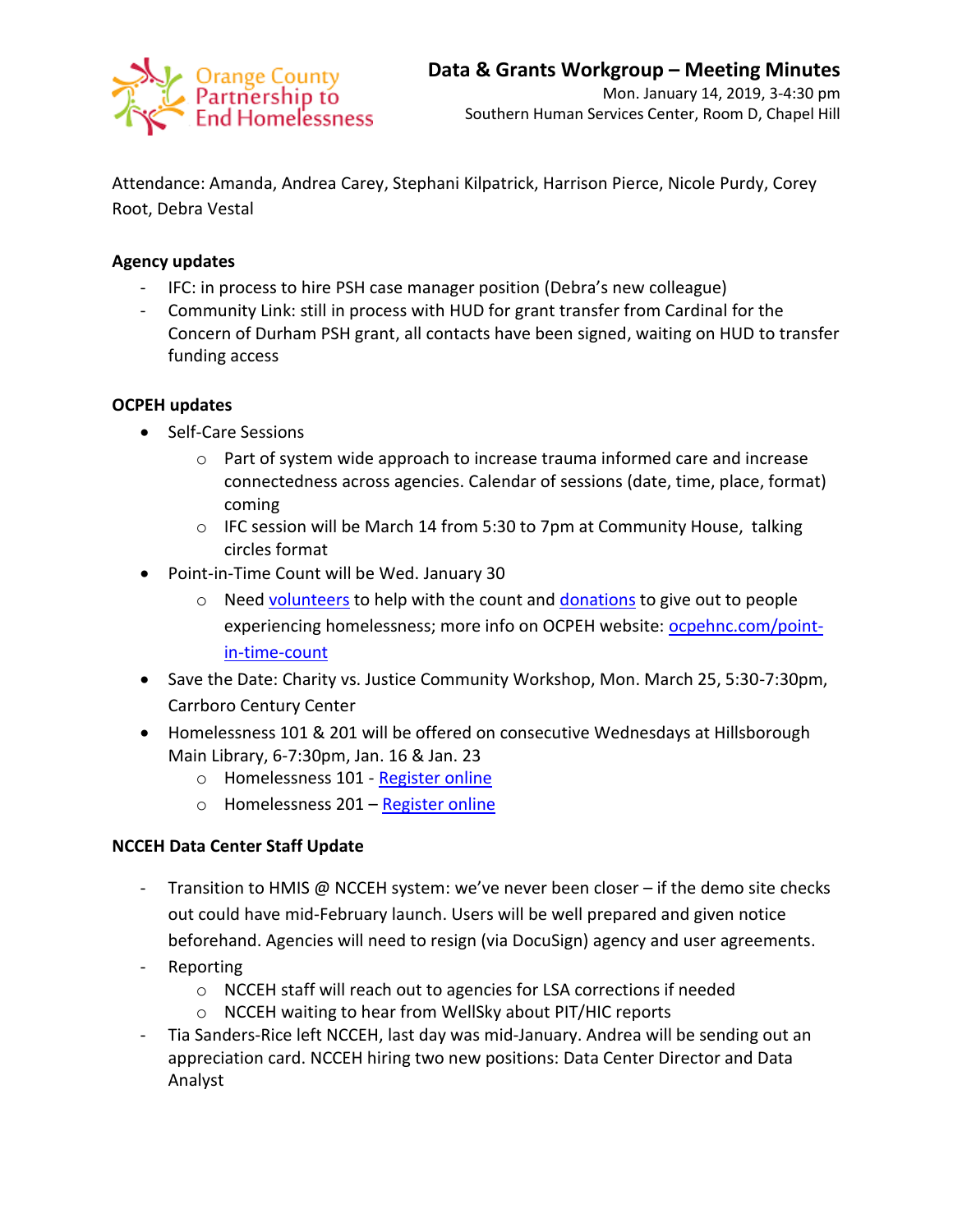Orange County Partnership to End Homelessness

# Data & Grants Workgroup – Meeting Minutes

Mon. January 14, 2019, 3-4:30 pm
Southern Human Services Center, Room D, Chapel Hill

Attendance: Amanda, Andrea Carey, Stephani Kilpatrick, Harrison Pierce, Nicole Purdy, Corey Root, Debra Vestal

**Agency updates**

- IFC: in process to hire PSH case manager position (Debra's new colleague)
- Community Link: still in process with HUD for grant transfer from Cardinal for the Concern of Durham PSH grant, all contacts have been signed, waiting on HUD to transfer funding access

**OCPEH updates**

- Self-Care Sessions
    - Part of system wide approach to increase trauma informed care and increase connectedness across agencies. Calendar of sessions (date, time, place, format) coming
    - IFC session will be March 14 from 5:30 to 7pm at Community House, talking circles format
- Point-in-Time Count will be Wed. January 30
    - Need volunteers to help with the count and donations to give out to people experiencing homelessness; more info on OCPEH website: ocpehnc.com/point-in-time-count
- Save the Date: Charity vs. Justice Community Workshop, Mon. March 25, 5:30-7:30pm, Carrboro Century Center
- Homelessness 101 & 201 will be offered on consecutive Wednesdays at Hillsborough Main Library, 6-7:30pm, Jan. 16 & Jan. 23
    - Homelessness 101 - Register online
    - Homelessness 201 – Register online

**NCCEH Data Center Staff Update**

- Transition to HMIS @ NCCEH system: we've never been closer – if the demo site checks out could have mid-February launch. Users will be well prepared and given notice beforehand. Agencies will need to resign (via DocuSign) agency and user agreements.
- Reporting
    - NCCEH staff will reach out to agencies for LSA corrections if needed
    - NCCEH waiting to hear from WellSky about PIT/HIC reports
- Tia Sanders-Rice left NCCEH, last day was mid-January. Andrea will be sending out an appreciation card. NCCEH hiring two new positions: Data Center Director and Data Analyst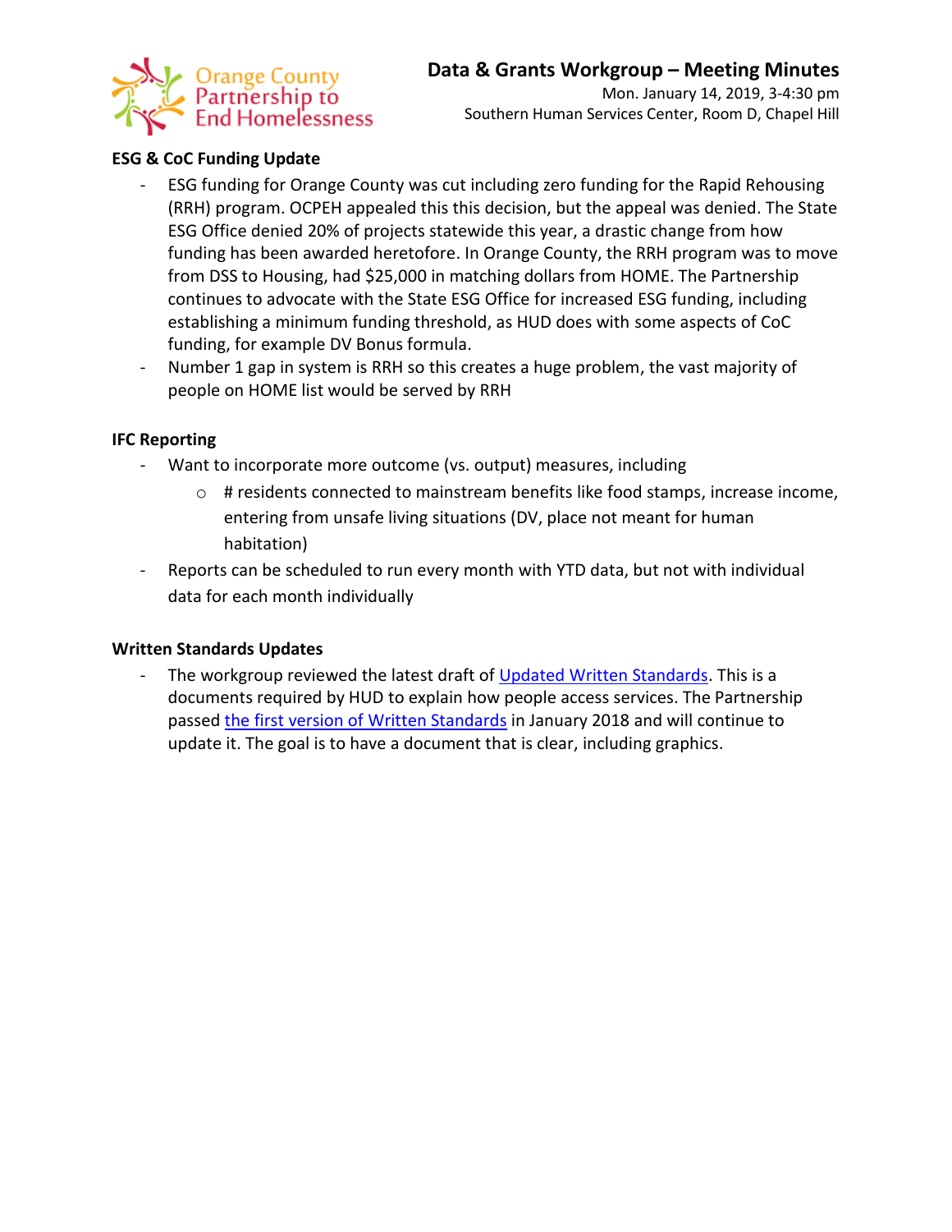# Data & Grants Workgroup – Meeting Minutes

Mon. January 14, 2019, 3-4:30 pm
Southern Human Services Center, Room D, Chapel Hill

**ESG & CoC Funding Update**

- ESG funding for Orange County was cut including zero funding for the Rapid Rehousing (RRH) program. OCPEH appealed this this decision, but the appeal was denied. The State ESG Office denied 20% of projects statewide this year, a drastic change from how funding has been awarded heretofore. In Orange County, the RRH program was to move from DSS to Housing, had $25,000 in matching dollars from HOME. The Partnership continues to advocate with the State ESG Office for increased ESG funding, including establishing a minimum funding threshold, as HUD does with some aspects of CoC funding, for example DV Bonus formula.
- Number 1 gap in system is RRH so this creates a huge problem, the vast majority of people on HOME list would be served by RRH

**IFC Reporting**

- Want to incorporate more outcome (vs. output) measures, including
  - # residents connected to mainstream benefits like food stamps, increase income, entering from unsafe living situations (DV, place not meant for human habitation)
- Reports can be scheduled to run every month with YTD data, but not with individual data for each month individually

**Written Standards Updates**

- The workgroup reviewed the latest draft of Updated Written Standards. This is a documents required by HUD to explain how people access services. The Partnership passed the first version of Written Standards in January 2018 and will continue to update it. The goal is to have a document that is clear, including graphics.